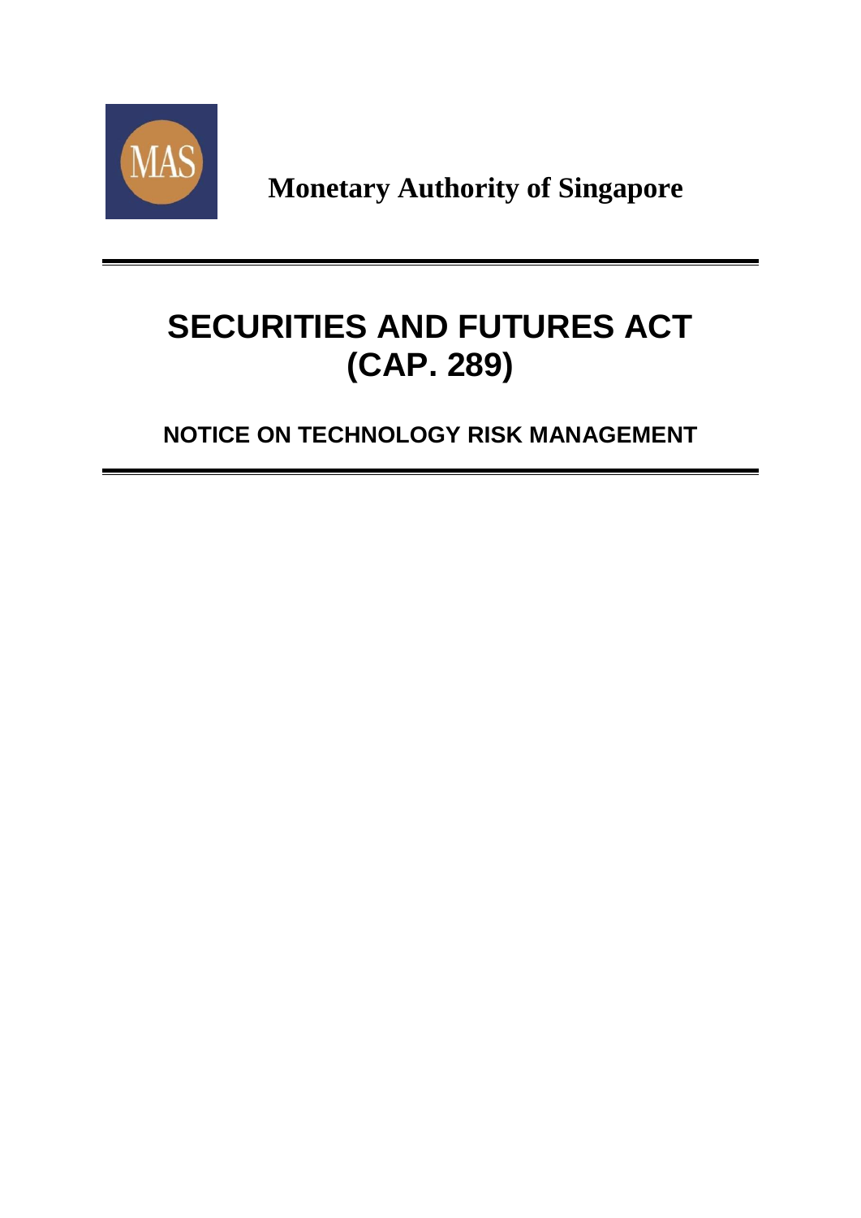MAS

**Monetary Authority of Singapore**

# SECURITIES AND FUTURES ACT (CAP. 289)

## NOTICE ON TECHNOLOGY RISK MANAGEMENT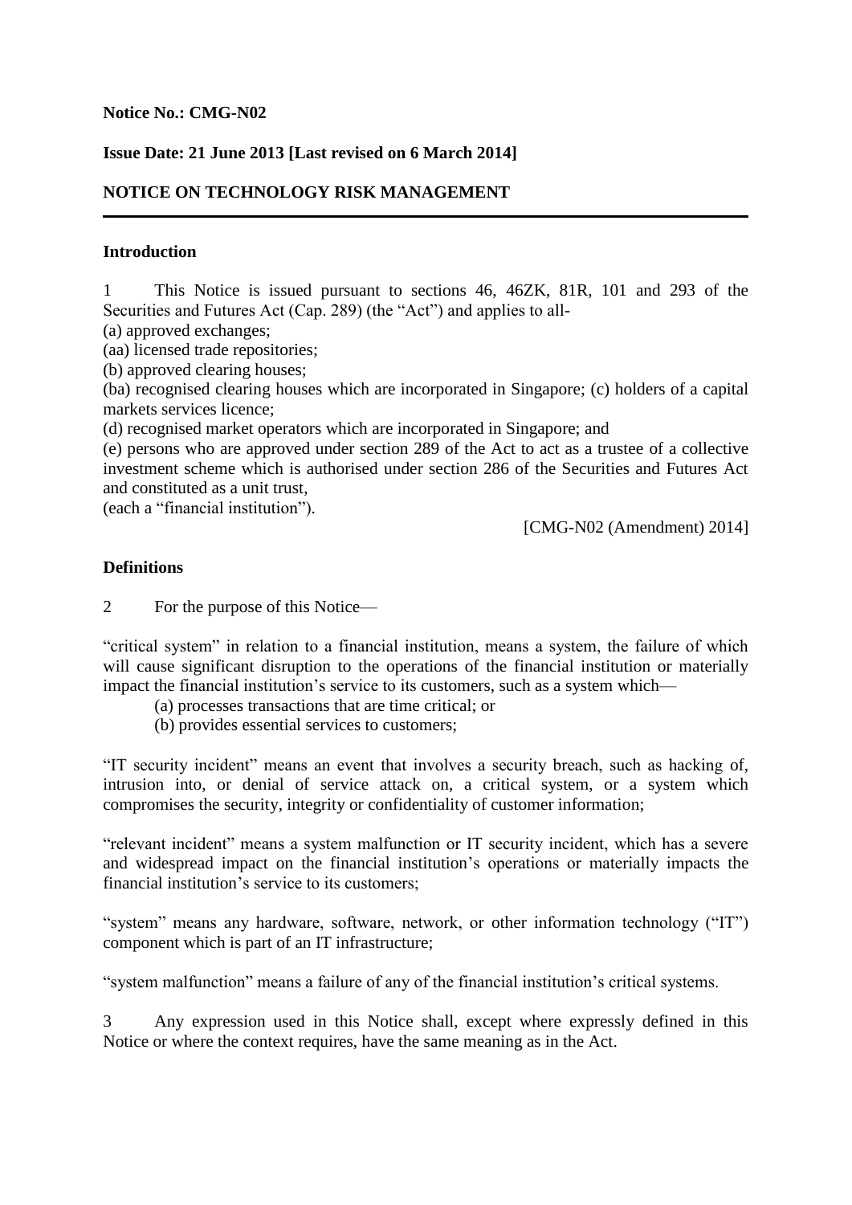**Notice No.: CMG-N02**

**Issue Date: 21 June 2013 [Last revised on 6 March 2014]**

**NOTICE ON TECHNOLOGY RISK MANAGEMENT**

---

**Introduction**

1 This Notice is issued pursuant to sections 46, 46ZK, 81R, 101 and 293 of the Securities and Futures Act (Cap. 289) (the "Act") and applies to all-

(a) approved exchanges;

(aa) licensed trade repositories;

(b) approved clearing houses;

(ba) recognised clearing houses which are incorporated in Singapore; (c) holders of a capital markets services licence;

(d) recognised market operators which are incorporated in Singapore; and

(e) persons who are approved under section 289 of the Act to act as a trustee of a collective investment scheme which is authorised under section 286 of the Securities and Futures Act and constituted as a unit trust,

(each a "financial institution").

[CMG-N02 (Amendment) 2014]

**Definitions**

2 For the purpose of this Notice—

"critical system" in relation to a financial institution, means a system, the failure of which will cause significant disruption to the operations of the financial institution or materially impact the financial institution's service to its customers, such as a system which—

(a) processes transactions that are time critical; or

(b) provides essential services to customers;

"IT security incident" means an event that involves a security breach, such as hacking of, intrusion into, or denial of service attack on, a critical system, or a system which compromises the security, integrity or confidentiality of customer information;

"relevant incident" means a system malfunction or IT security incident, which has a severe and widespread impact on the financial institution's operations or materially impacts the financial institution's service to its customers;

"system" means any hardware, software, network, or other information technology ("IT") component which is part of an IT infrastructure;

"system malfunction" means a failure of any of the financial institution's critical systems.

3 Any expression used in this Notice shall, except where expressly defined in this Notice or where the context requires, have the same meaning as in the Act.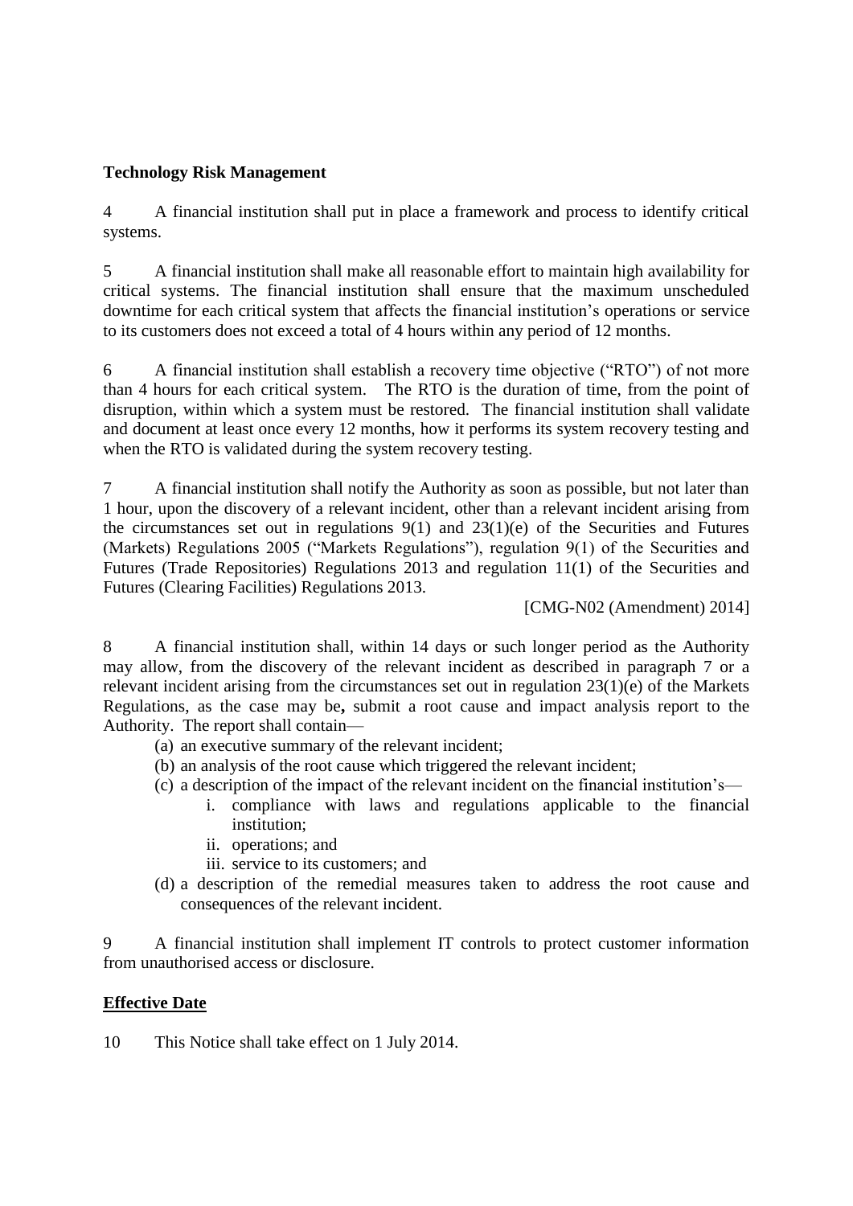**Technology Risk Management**

4 A financial institution shall put in place a framework and process to identify critical systems.

5 A financial institution shall make all reasonable effort to maintain high availability for critical systems. The financial institution shall ensure that the maximum unscheduled downtime for each critical system that affects the financial institution's operations or service to its customers does not exceed a total of 4 hours within any period of 12 months.

6 A financial institution shall establish a recovery time objective ("RTO") of not more than 4 hours for each critical system. The RTO is the duration of time, from the point of disruption, within which a system must be restored. The financial institution shall validate and document at least once every 12 months, how it performs its system recovery testing and when the RTO is validated during the system recovery testing.

7 A financial institution shall notify the Authority as soon as possible, but not later than 1 hour, upon the discovery of a relevant incident, other than a relevant incident arising from the circumstances set out in regulations 9(1) and 23(1)(e) of the Securities and Futures (Markets) Regulations 2005 ("Markets Regulations"), regulation 9(1) of the Securities and Futures (Trade Repositories) Regulations 2013 and regulation 11(1) of the Securities and Futures (Clearing Facilities) Regulations 2013.

[CMG-N02 (Amendment) 2014]

8 A financial institution shall, within 14 days or such longer period as the Authority may allow, from the discovery of the relevant incident as described in paragraph 7 or a relevant incident arising from the circumstances set out in regulation 23(1)(e) of the Markets Regulations, as the case may be**,** submit a root cause and impact analysis report to the Authority. The report shall contain—

(a) an executive summary of the relevant incident;

(b) an analysis of the root cause which triggered the relevant incident;

(c) a description of the impact of the relevant incident on the financial institution's—

 i. compliance with laws and regulations applicable to the financial institution;

 ii. operations; and

 iii. service to its customers; and

(d) a description of the remedial measures taken to address the root cause and consequences of the relevant incident.

9 A financial institution shall implement IT controls to protect customer information from unauthorised access or disclosure.

**Effective Date**

10 This Notice shall take effect on 1 July 2014.